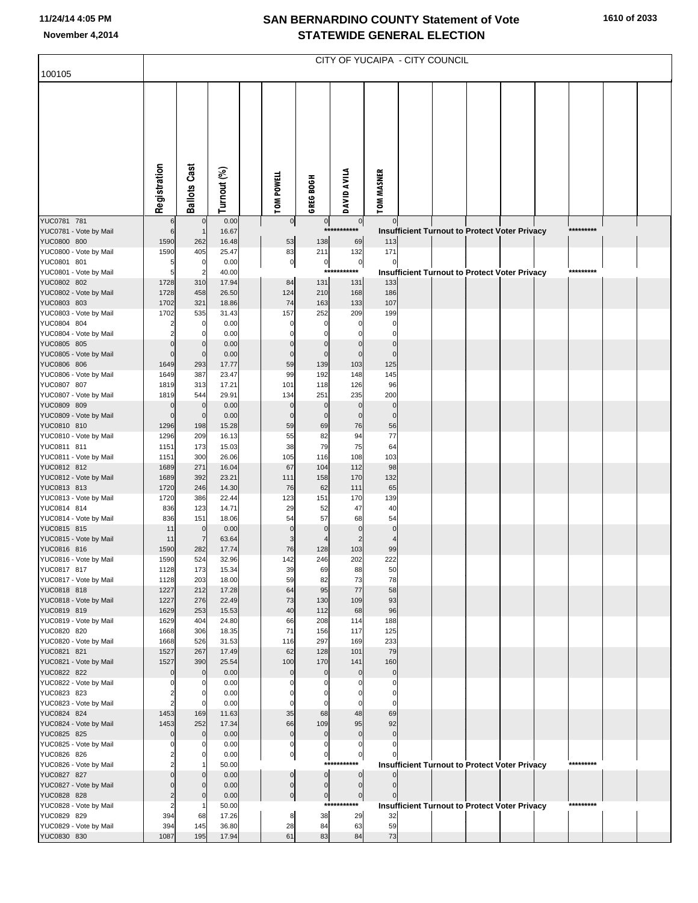# SAN BERNARDINO COUNTY Statement of Vote
## STATEWIDE GENERAL ELECTION

11/24/14 4:05 PM
November 4,2014

CITY OF YUCAIPA - CITY COUNCIL

100105

| | Registration | Ballots Cast | Turnout (%) | TOM POWELL | GREG BOGH | DAVID AVILA | TOM MASNER |
|---|---|---|---|---|---|---|---|
| YUC0781 781 | 6 | 0 | 0.00 | 0 | 0 | 0 | 0 |
| YUC0781 - Vote by Mail | 6 | 1 | 16.67 | *********** | Insufficient Turnout to Protect Voter Privacy | | ********* |
| YUC0800 800 | 1590 | 262 | 16.48 | 53 | 138 | 69 | 113 |
| YUC0800 - Vote by Mail | 1590 | 405 | 25.47 | 83 | 211 | 132 | 171 |
| YUC0801 801 | 5 | 0 | 0.00 | 0 | 0 | 0 | 0 |
| YUC0801 - Vote by Mail | 5 | 2 | 40.00 | *********** | Insufficient Turnout to Protect Voter Privacy | | ********* |
| YUC0802 802 | 1728 | 310 | 17.94 | 84 | 131 | 131 | 133 |
| YUC0802 - Vote by Mail | 1728 | 458 | 26.50 | 124 | 210 | 168 | 186 |
| YUC0803 803 | 1702 | 321 | 18.86 | 74 | 163 | 133 | 107 |
| YUC0803 - Vote by Mail | 1702 | 535 | 31.43 | 157 | 252 | 209 | 199 |
| YUC0804 804 | 2 | 0 | 0.00 | 0 | 0 | 0 | 0 |
| YUC0804 - Vote by Mail | 2 | 0 | 0.00 | 0 | 0 | 0 | 0 |
| YUC0805 805 | 0 | 0 | 0.00 | 0 | 0 | 0 | 0 |
| YUC0805 - Vote by Mail | 0 | 0 | 0.00 | 0 | 0 | 0 | 0 |
| YUC0806 806 | 1649 | 293 | 17.77 | 59 | 139 | 103 | 125 |
| YUC0806 - Vote by Mail | 1649 | 387 | 23.47 | 99 | 192 | 148 | 145 |
| YUC0807 807 | 1819 | 313 | 17.21 | 101 | 118 | 126 | 96 |
| YUC0807 - Vote by Mail | 1819 | 544 | 29.91 | 134 | 251 | 235 | 200 |
| YUC0809 809 | 0 | 0 | 0.00 | 0 | 0 | 0 | 0 |
| YUC0809 - Vote by Mail | 0 | 0 | 0.00 | 0 | 0 | 0 | 0 |
| YUC0810 810 | 1296 | 198 | 15.28 | 59 | 69 | 76 | 56 |
| YUC0810 - Vote by Mail | 1296 | 209 | 16.13 | 55 | 82 | 94 | 77 |
| YUC0811 811 | 1151 | 173 | 15.03 | 38 | 79 | 75 | 64 |
| YUC0811 - Vote by Mail | 1151 | 300 | 26.06 | 105 | 116 | 108 | 103 |
| YUC0812 812 | 1689 | 271 | 16.04 | 67 | 104 | 112 | 98 |
| YUC0812 - Vote by Mail | 1689 | 392 | 23.21 | 111 | 158 | 170 | 132 |
| YUC0813 813 | 1720 | 246 | 14.30 | 76 | 62 | 111 | 65 |
| YUC0813 - Vote by Mail | 1720 | 386 | 22.44 | 123 | 151 | 170 | 139 |
| YUC0814 814 | 836 | 123 | 14.71 | 29 | 52 | 47 | 40 |
| YUC0814 - Vote by Mail | 836 | 151 | 18.06 | 54 | 57 | 68 | 54 |
| YUC0815 815 | 11 | 0 | 0.00 | 0 | 0 | 0 | 0 |
| YUC0815 - Vote by Mail | 11 | 7 | 63.64 | 3 | 4 | 2 | 4 |
| YUC0816 816 | 1590 | 282 | 17.74 | 76 | 128 | 103 | 99 |
| YUC0816 - Vote by Mail | 1590 | 524 | 32.96 | 142 | 246 | 202 | 222 |
| YUC0817 817 | 1128 | 173 | 15.34 | 39 | 69 | 88 | 50 |
| YUC0817 - Vote by Mail | 1128 | 203 | 18.00 | 59 | 82 | 73 | 78 |
| YUC0818 818 | 1227 | 212 | 17.28 | 64 | 95 | 77 | 58 |
| YUC0818 - Vote by Mail | 1227 | 276 | 22.49 | 73 | 130 | 109 | 93 |
| YUC0819 819 | 1629 | 253 | 15.53 | 40 | 112 | 68 | 96 |
| YUC0819 - Vote by Mail | 1629 | 404 | 24.80 | 66 | 208 | 114 | 188 |
| YUC0820 820 | 1668 | 306 | 18.35 | 71 | 156 | 117 | 125 |
| YUC0820 - Vote by Mail | 1668 | 526 | 31.53 | 116 | 297 | 169 | 233 |
| YUC0821 821 | 1527 | 267 | 17.49 | 62 | 128 | 101 | 79 |
| YUC0821 - Vote by Mail | 1527 | 390 | 25.54 | 100 | 170 | 141 | 160 |
| YUC0822 822 | 0 | 0 | 0.00 | 0 | 0 | 0 | 0 |
| YUC0822 - Vote by Mail | 0 | 0 | 0.00 | 0 | 0 | 0 | 0 |
| YUC0823 823 | 2 | 0 | 0.00 | 0 | 0 | 0 | 0 |
| YUC0823 - Vote by Mail | 2 | 0 | 0.00 | 0 | 0 | 0 | 0 |
| YUC0824 824 | 1453 | 169 | 11.63 | 35 | 68 | 48 | 69 |
| YUC0824 - Vote by Mail | 1453 | 252 | 17.34 | 66 | 109 | 95 | 92 |
| YUC0825 825 | 0 | 0 | 0.00 | 0 | 0 | 0 | 0 |
| YUC0825 - Vote by Mail | 0 | 0 | 0.00 | 0 | 0 | 0 | 0 |
| YUC0826 826 | 2 | 0 | 0.00 | 0 | 0 | 0 | 0 |
| YUC0826 - Vote by Mail | 2 | 1 | 50.00 | *********** | Insufficient Turnout to Protect Voter Privacy | | ********* |
| YUC0827 827 | 0 | 0 | 0.00 | 0 | 0 | 0 | 0 |
| YUC0827 - Vote by Mail | 0 | 0 | 0.00 | 0 | 0 | 0 | 0 |
| YUC0828 828 | 2 | 0 | 0.00 | 0 | 0 | 0 | 0 |
| YUC0828 - Vote by Mail | 2 | 1 | 50.00 | *********** | Insufficient Turnout to Protect Voter Privacy | | ********* |
| YUC0829 829 | 394 | 68 | 17.26 | 8 | 38 | 29 | 32 |
| YUC0829 - Vote by Mail | 394 | 145 | 36.80 | 28 | 84 | 63 | 59 |
| YUC0830 830 | 1087 | 195 | 17.94 | 61 | 83 | 84 | 73 |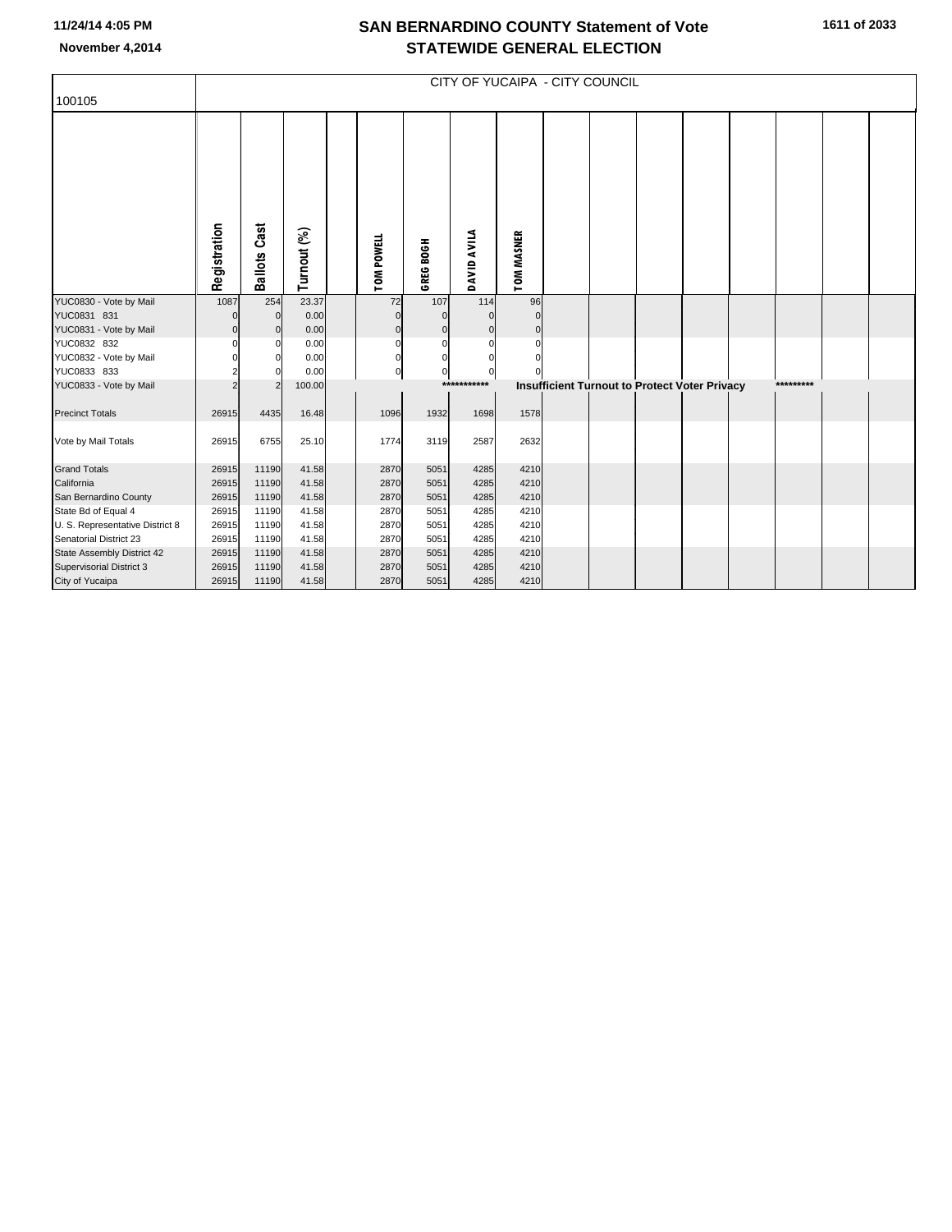# SAN BERNARDINO COUNTY Statement of Vote
## STATEWIDE GENERAL ELECTION

November 4,2014

100105

CITY OF YUCAIPA - CITY COUNCIL

| | Registration | Ballots Cast | Turnout (%) | | TOM POWELL | GREG BOGH | DAVID AVILA | TOM MASNER |
|---|---|---|---|---|---|---|---|---|
| YUC0830 - Vote by Mail | 1087 | 254 | 23.37 | | 72 | 107 | 114 | 96 |
| YUC0831 831 | 0 | 0 | 0.00 | | 0 | 0 | 0 | 0 |
| YUC0831 - Vote by Mail | 0 | 0 | 0.00 | | 0 | 0 | 0 | 0 |
| YUC0832 832 | 0 | 0 | 0.00 | | 0 | 0 | 0 | 0 |
| YUC0832 - Vote by Mail | 0 | 0 | 0.00 | | 0 | 0 | 0 | 0 |
| YUC0833 833 | 2 | 0 | 0.00 | | 0 | 0 | 0 | 0 |
| YUC0833 - Vote by Mail | 2 | 2 | 100.00 | | *********** Insufficient Turnout to Protect Voter Privacy ********* | | | |
| Precinct Totals | 26915 | 4435 | 16.48 | | 1096 | 1932 | 1698 | 1578 |
| Vote by Mail Totals | 26915 | 6755 | 25.10 | | 1774 | 3119 | 2587 | 2632 |
| Grand Totals | 26915 | 11190 | 41.58 | | 2870 | 5051 | 4285 | 4210 |
| California | 26915 | 11190 | 41.58 | | 2870 | 5051 | 4285 | 4210 |
| San Bernardino County | 26915 | 11190 | 41.58 | | 2870 | 5051 | 4285 | 4210 |
| State Bd of Equal 4 | 26915 | 11190 | 41.58 | | 2870 | 5051 | 4285 | 4210 |
| U. S. Representative District 8 | 26915 | 11190 | 41.58 | | 2870 | 5051 | 4285 | 4210 |
| Senatorial District 23 | 26915 | 11190 | 41.58 | | 2870 | 5051 | 4285 | 4210 |
| State Assembly District 42 | 26915 | 11190 | 41.58 | | 2870 | 5051 | 4285 | 4210 |
| Supervisorial District 3 | 26915 | 11190 | 41.58 | | 2870 | 5051 | 4285 | 4210 |
| City of Yucaipa | 26915 | 11190 | 41.58 | | 2870 | 5051 | 4285 | 4210 |